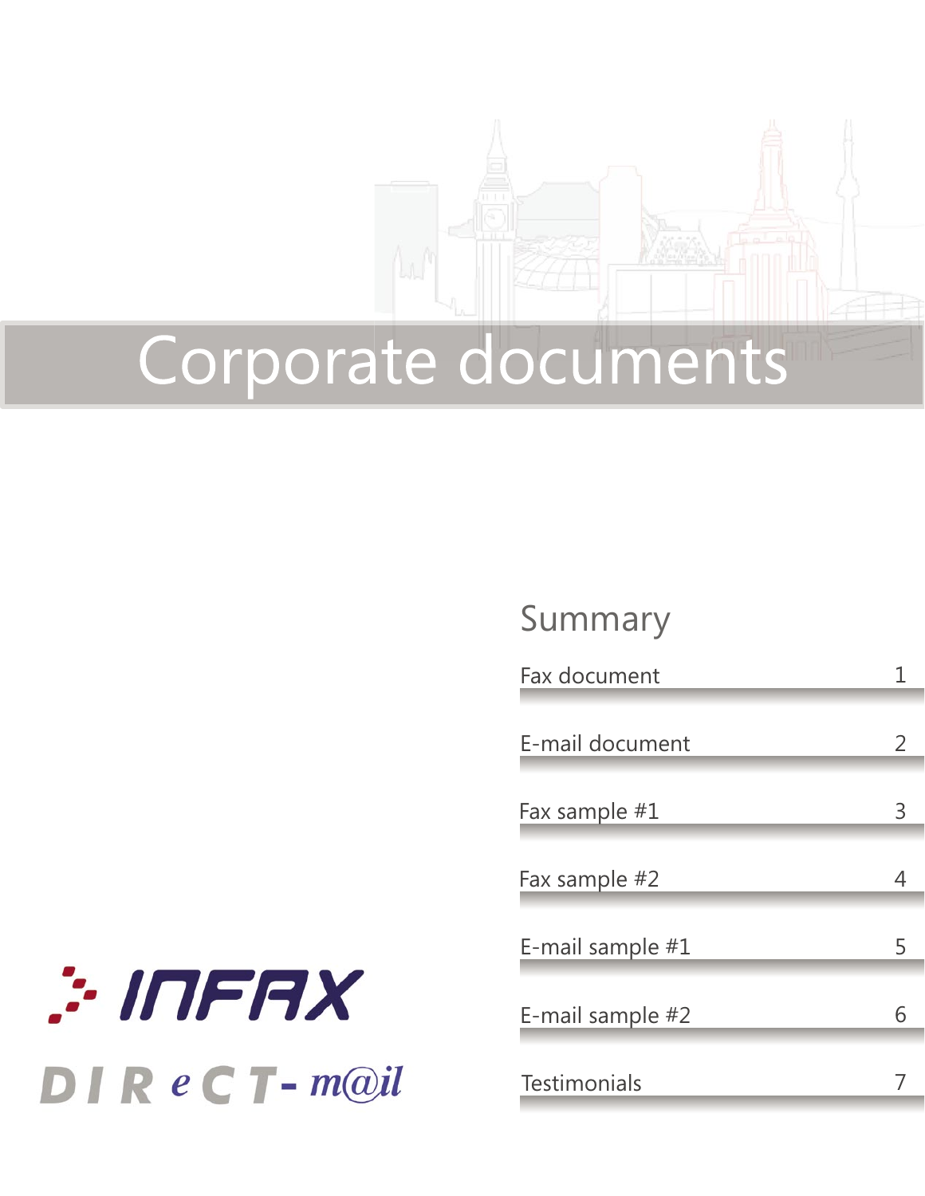# Corporate documents

## Summary

| | |
|---|---|
| Fax document | 1 |
| E-mail document | 2 |
| Fax sample #1 | 3 |
| Fax sample #2 | 4 |
| E-mail sample #1 | 5 |
| E-mail sample #2 | 6 |
| Testimonials | 7 |

INFAX

DIReCT- m@il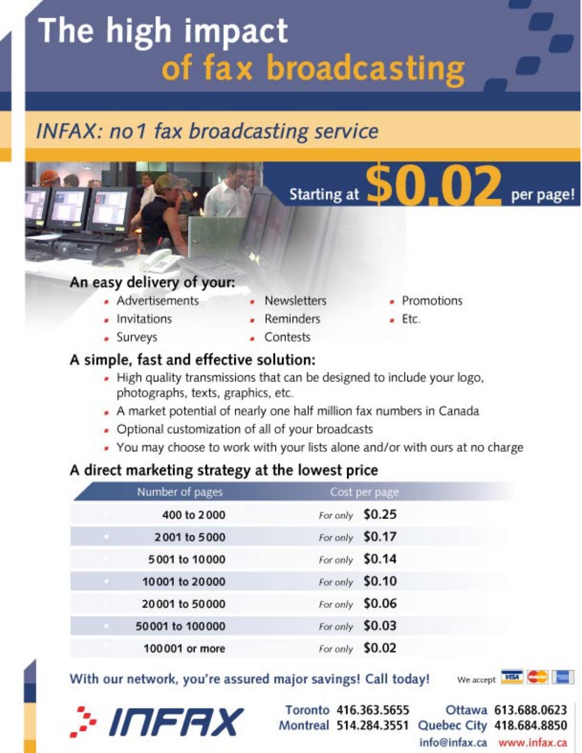# The high impact of fax broadcasting

## INFAX: no1 fax broadcasting service

Starting at **$0.02** per page!

### An easy delivery of your:

- Advertisements
- Invitations
- Surveys
- Newsletters
- Reminders
- Contests
- Promotions
- Etc.

### A simple, fast and effective solution:

- High quality transmissions that can be designed to include your logo, photographs, texts, graphics, etc.
- A market potential of nearly one half million fax numbers in Canada
- Optional customization of all of your broadcasts
- You may choose to work with your lists alone and/or with ours at no charge

### A direct marketing strategy at the lowest price

| Number of pages | Cost per page |
|---|---|
| 400 to 2 000 | *For only* **$0.25** |
| 2 001 to 5 000 | *For only* **$0.17** |
| 5 001 to 10 000 | *For only* **$0.14** |
| 10 001 to 20 000 | *For only* **$0.10** |
| 20 001 to 50 000 | *For only* **$0.06** |
| 50 001 to 100 000 | *For only* **$0.03** |
| 100 001 or more | *For only* **$0.02** |

**With our network, you're assured major savings! Call today!**

We accept

INFAX

Toronto 416.363.5655
Montreal 514.284.3551
Ottawa 613.688.0623
Quebec City 418.684.8850
info@infax.ca www.infax.ca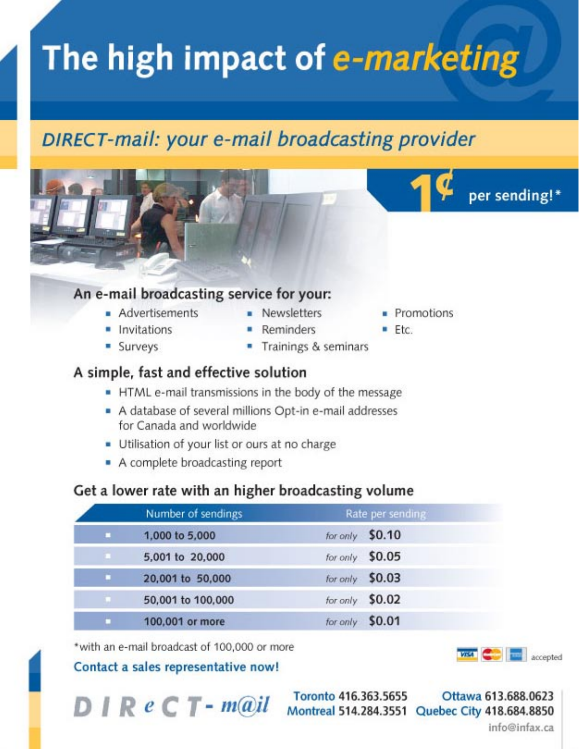# The high impact of *e-marketing*

## *DIRECT-mail: your e-mail broadcasting provider*

**1¢ per sending!***

### An e-mail broadcasting service for your:

- Advertisements
- Invitations
- Surveys
- Newsletters
- Reminders
- Trainings & seminars
- Promotions
- Etc.

### A simple, fast and effective solution

- HTML e-mail transmissions in the body of the message
- A database of several millions Opt-in e-mail addresses for Canada and worldwide
- Utilisation of your list or ours at no charge
- A complete broadcasting report

### Get a lower rate with an higher broadcasting volume

| Number of sendings | Rate per sending |
|---|---|
| 1,000 to 5,000 | *for only* $0.10 |
| 5,001 to 20,000 | *for only* $0.05 |
| 20,001 to 50,000 | *for only* $0.03 |
| 50,001 to 100,000 | *for only* $0.02 |
| 100,001 or more | *for only* $0.01 |

*with an e-mail broadcast of 100,000 or more

accepted

**Contact a sales representative now!**

DIReCT-m@il

Toronto 416.363.5655
Montreal 514.284.3551
Ottawa 613.688.0623
Quebec City 418.684.8850
info@infax.ca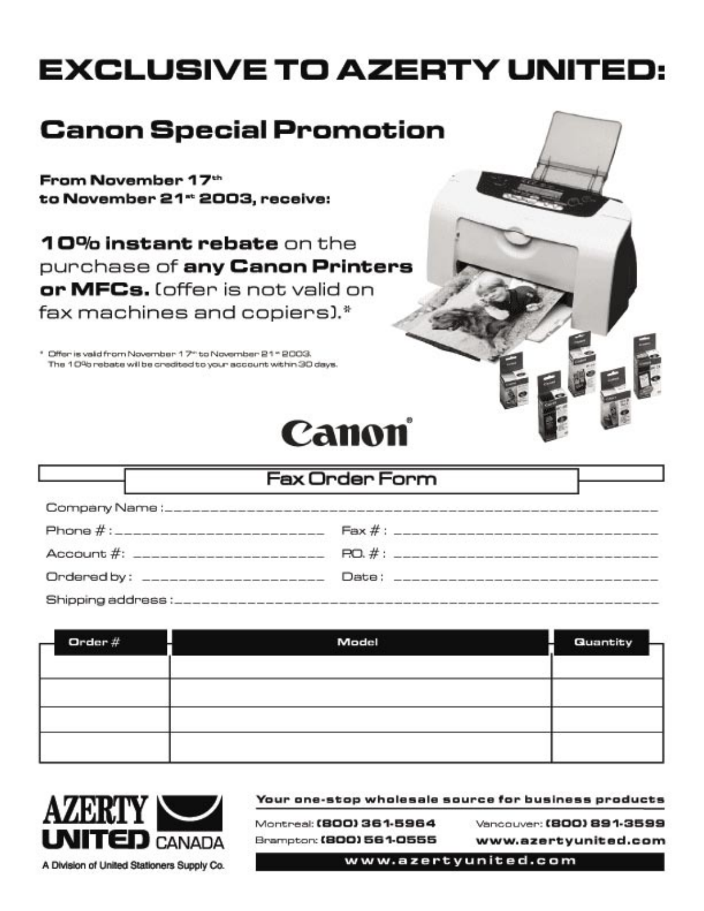# EXCLUSIVE TO AZERTY UNITED:

## Canon Special Promotion

**From November 17th to November 21st 2003, receive:**

**10% instant rebate** on the purchase of **any Canon Printers or MFCs.** (offer is not valid on fax machines and copiers).*

\* Offer is valid from November 17th to November 21st 2003.
The 10% rebate will be credited to your account within 30 days.

Canon®

## Fax Order Form

Company Name : ______________________________

Phone # : ____________________ Fax # : ____________________

Account #: ____________________ P.O. # : ____________________

Ordered by : ____________________ Date : ____________________

Shipping address : ______________________________

| Order # | Model | Quantity |
|---|---|---|
| | | |
| | | |
| | | |
| | | |

AZERTY UNITED CANADA

A Division of United Stationers Supply Co.

**Your one-stop wholesale source for business products**

Montreal: **(800) 361-5964**
Vancouver: **(800) 891-3599**
Brampton: **(800) 561-0555**
**www.azertyunited.com**

**www.azertyunited.com**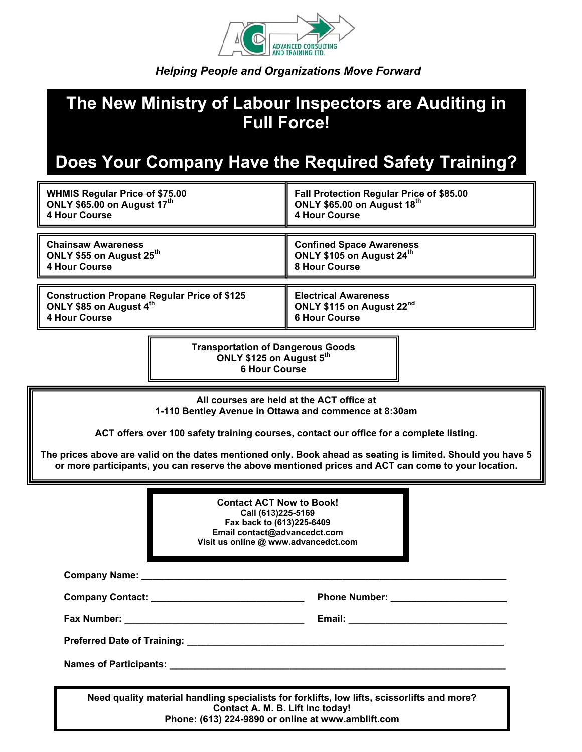ADVANCED CONSULTING AND TRAINING LTD.

*Helping People and Organizations Move Forward*

# The New Ministry of Labour Inspectors are Auditing in Full Force!

# Does Your Company Have the Required Safety Training?

| | |
|---|---|
| **WHMIS Regular Price of $75.00**<br>**ONLY $65.00 on August 17th**<br>**4 Hour Course** | **Fall Protection Regular Price of $85.00**<br>**ONLY $65.00 on August 18th**<br>**4 Hour Course** |
| **Chainsaw Awareness**<br>**ONLY $55 on August 25th**<br>**4 Hour Course** | **Confined Space Awareness**<br>**ONLY $105 on August 24th**<br>**8 Hour Course** |
| **Construction Propane Regular Price of $125**<br>**ONLY $85 on August 4th**<br>**4 Hour Course** | **Electrical Awareness**<br>**ONLY $115 on August 22nd**<br>**6 Hour Course** |

**Transportation of Dangerous Goods**
**ONLY $125 on August 5th**
**6 Hour Course**

**All courses are held at the ACT office at 1-110 Bentley Avenue in Ottawa and commence at 8:30am**

**ACT offers over 100 safety training courses, contact our office for a complete listing.**

**The prices above are valid on the dates mentioned only. Book ahead as seating is limited. Should you have 5 or more participants, you can reserve the above mentioned prices and ACT can come to your location.**

**Contact ACT Now to Book!**
**Call (613)225-5169**
**Fax back to (613)225-6409**
**Email contact@advancedct.com**
**Visit us online @ www.advancedct.com**

**Company Name:** ______________________________

**Company Contact:** ____________________ **Phone Number:** ____________________

**Fax Number:** ____________________ **Email:** ____________________

**Preferred Date of Training:** ______________________________

**Names of Participants:** ______________________________

**Need quality material handling specialists for forklifts, low lifts, scissorlifts and more?**
**Contact A. M. B. Lift Inc today!**
**Phone: (613) 224-9890 or online at www.amblift.com**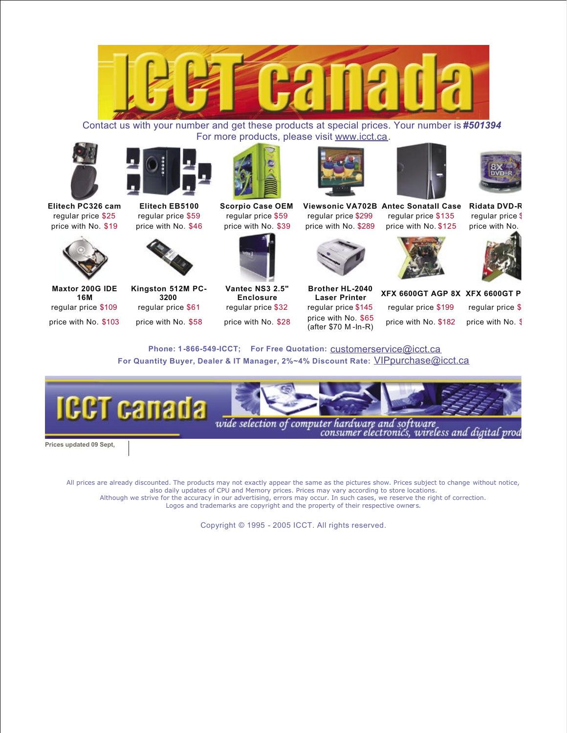# ICCT canada

Contact us with your number and get these products at special prices. Your number is ***#501394***
For more products, please visit www.icct.ca.

| | | | | | |
|---|---|---|---|---|---|
| **Elitech PC326 cam** | **Elitech EB5100** | **Scorpio Case OEM** | **Viewsonic VA702B** | **Antec Sonatall Case** | **Ridata DVD-R** |
| regular price $25 | regular price $59 | regular price $59 | regular price $299 | regular price $135 | regular price $ |
| price with No. $19 | price with No. $46 | price with No. $39 | price with No. $289 | price with No. $125 | price with No. |
| **Maxtor 200G IDE 16M** | **Kingston 512M PC-3200** | **Vantec NS3 2.5" Enclosure** | **Brother HL-2040 Laser Printer** | **XFX 6600GT AGP 8X** | **XFX 6600GT P** |
| regular price $109 | regular price $61 | regular price $32 | regular price $145 | regular price $199 | regular price $ |
| price with No. $103 | price with No. $58 | price with No. $28 | price with No. $65 (after $70 M-In-R) | price with No. $182 | price with No. $ |

**Phone: 1-866-549-ICCT; For Free Quotation:** customerservice@icct.ca
**For Quantity Buyer, Dealer & IT Manager, 2%~4% Discount Rate:** VIPpurchase@icct.ca

**ICCT canada**
*wide selection of computer hardware and software consumer electronics, wireless and digital prod*

Prices updated 09 Sept,

All prices are already discounted. The products may not exactly appear the same as the pictures show. Prices subject to change without notice, also daily updates of CPU and Memory prices. Prices may vary according to store locations.
Although we strive for the accuracy in our advertising, errors may occur. In such cases, we reserve the right of correction.
Logos and trademarks are copyright and the property of their respective owners.

Copyright © 1995 - 2005 ICCT. All rights reserved.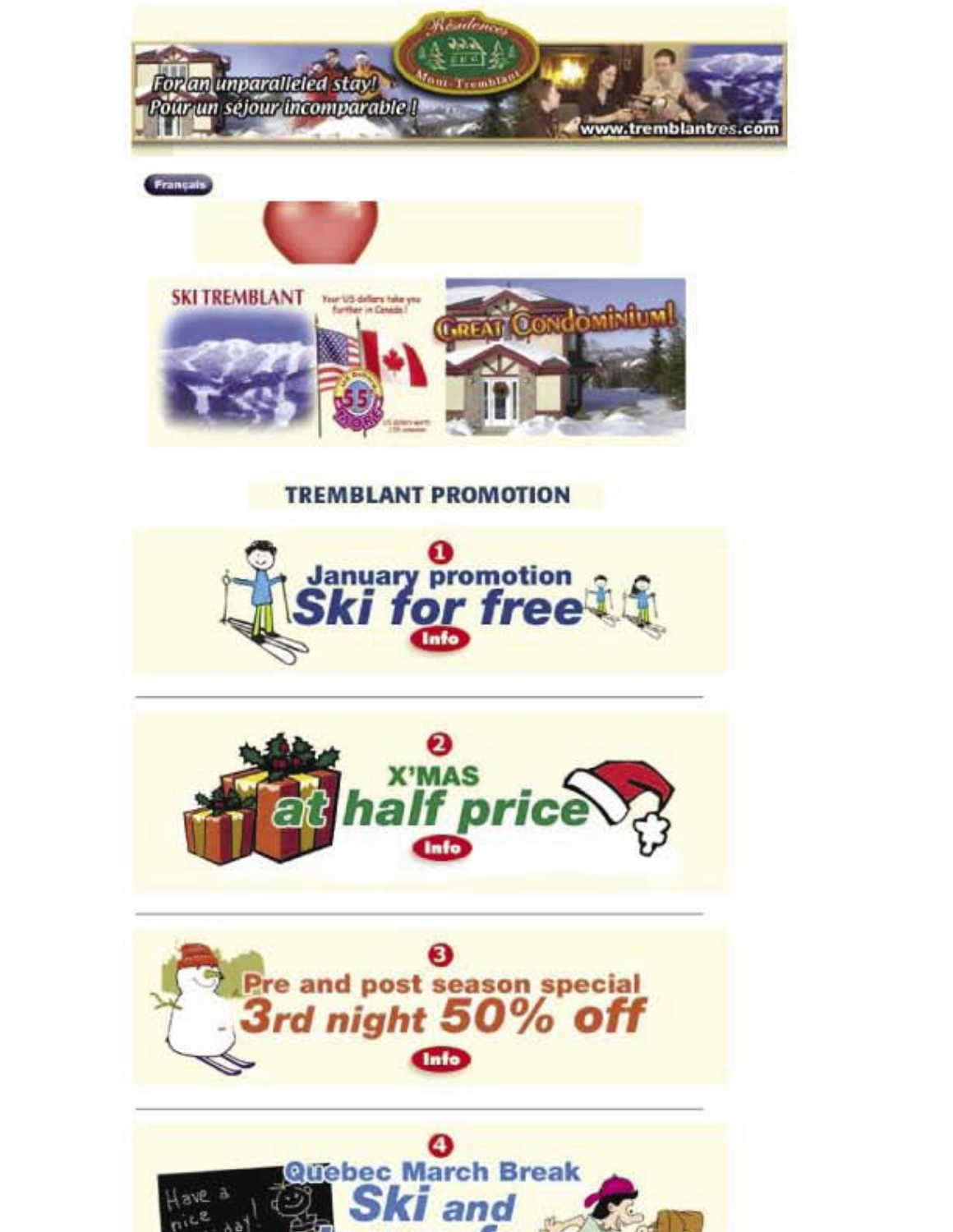For an unparalleled stay!
Pour un séjour incomparable !

www.tremblantres.com

Français

SKI TREMBLANT

Your US dollars take you further in Canada!

GREAT CONDOMINIUM!

## TREMBLANT PROMOTION

1
January promotion
Ski for free
Info

---

2
X'MAS
at half price
Info

---

3
Pre and post season special
3rd night 50% off
Info

---

4
Quebec March Break
Ski and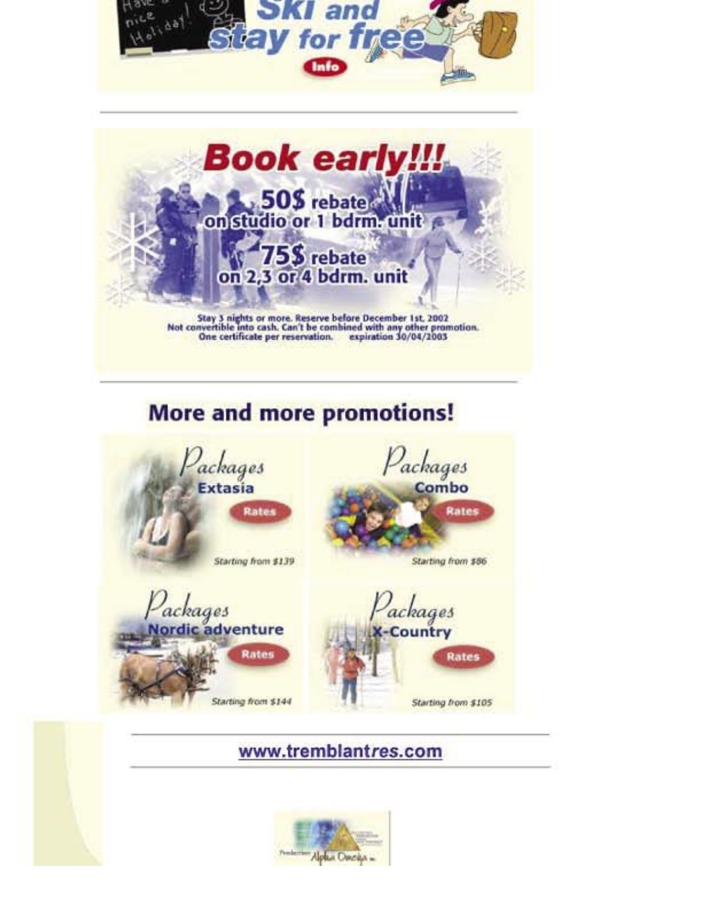Have a nice Holiday!

## Ski and stay for free

Info

---

# Book early!!!

**50$ rebate on studio or 1 bdrm. unit**

**75$ rebate on 2,3 or 4 bdrm. unit**

Stay 3 nights or more. Reserve before December 1st, 2002
Not convertible into cash. Can't be combined with any other promotion.
One certificate per reservation. expiration 30/04/2003

---

## More and more promotions!

*Packages* **Extasia**
Rates
Starting from $139

*Packages* **Combo**
Rates
Starting from $86

*Packages* **Nordic adventure**
Rates
Starting from $144

*Packages* **X-Country**
Rates
Starting from $105

---

www.tremblantres.com

---

Production Alpha Omega inc.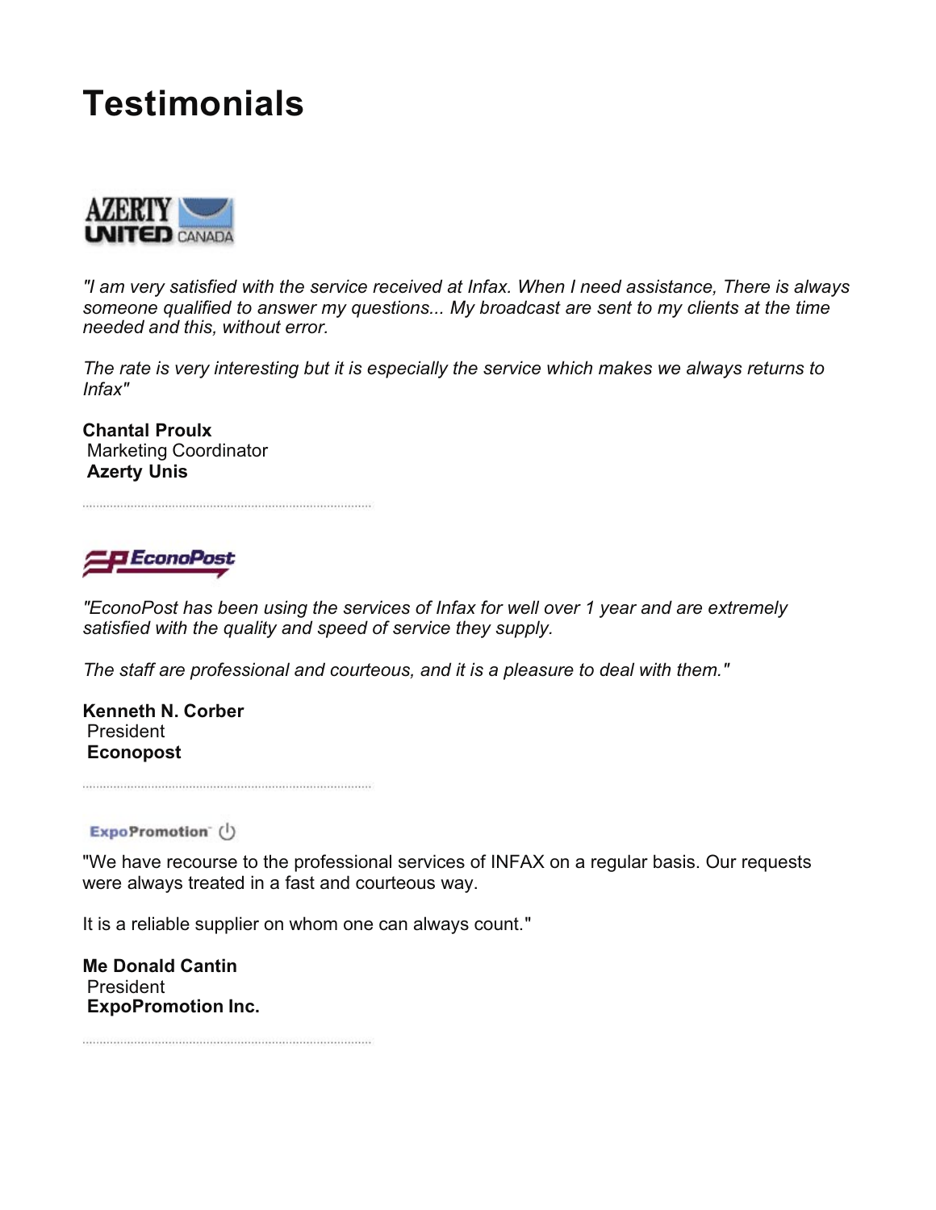# Testimonials

*"I am very satisfied with the service received at Infax. When I need assistance, There is always someone qualified to answer my questions... My broadcast are sent to my clients at the time needed and this, without error.*

*The rate is very interesting but it is especially the service which makes we always returns to Infax"*

**Chantal Proulx**
Marketing Coordinator
**Azerty Unis**

---

*"EconoPost has been using the services of Infax for well over 1 year and are extremely satisfied with the quality and speed of service they supply.*

*The staff are professional and courteous, and it is a pleasure to deal with them."*

**Kenneth N. Corber**
President
**Econopost**

---

"We have recourse to the professional services of INFAX on a regular basis. Our requests were always treated in a fast and courteous way.

It is a reliable supplier on whom one can always count."

**Me Donald Cantin**
President
**ExpoPromotion Inc.**

---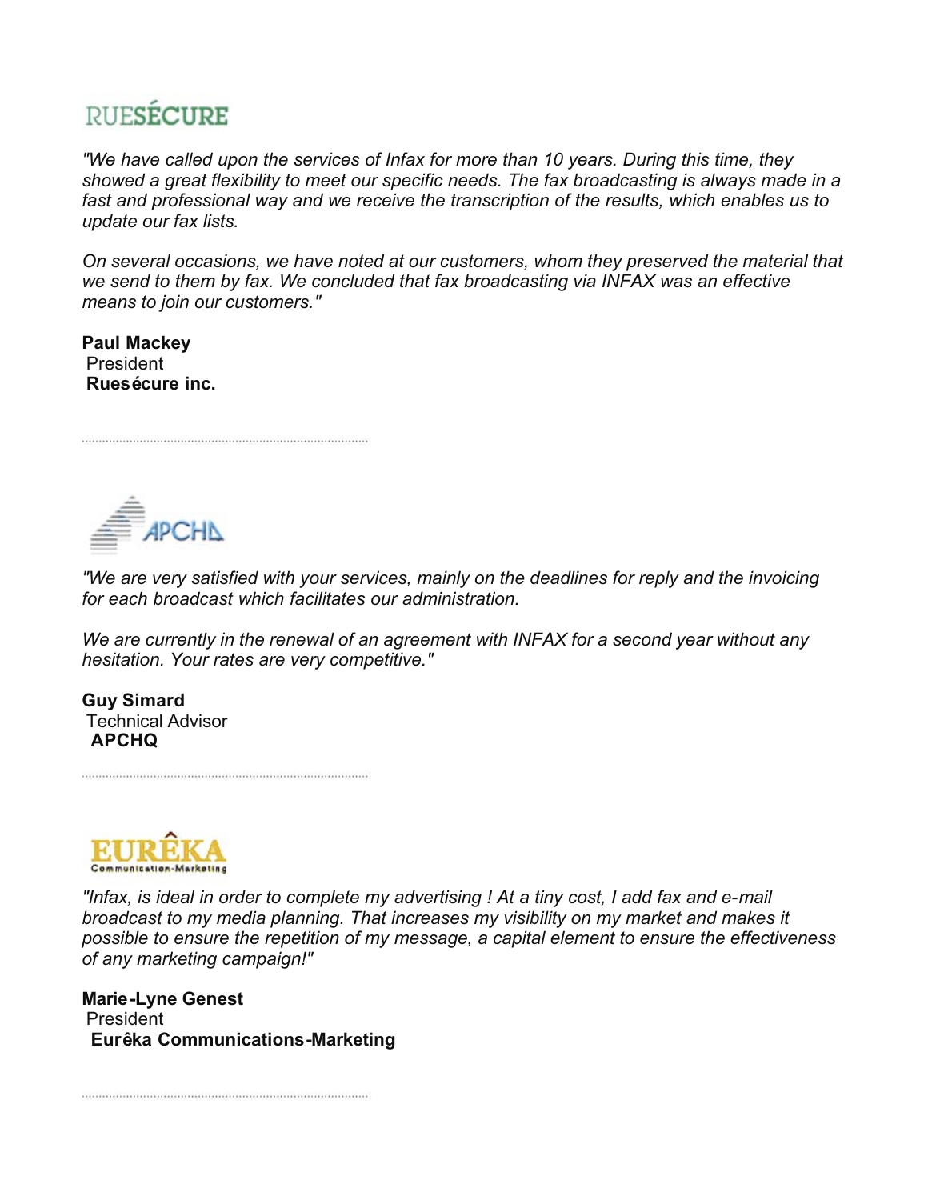RUESÉCURE

*"We have called upon the services of Infax for more than 10 years. During this time, they showed a great flexibility to meet our specific needs. The fax broadcasting is always made in a fast and professional way and we receive the transcription of the results, which enables us to update our fax lists.*

*On several occasions, we have noted at our customers, whom they preserved the material that we send to them by fax. We concluded that fax broadcasting via INFAX was an effective means to join our customers."*

**Paul Mackey**
President
**Ruesécure inc.**

---

APCHQ

*"We are very satisfied with your services, mainly on the deadlines for reply and the invoicing for each broadcast which facilitates our administration.*

*We are currently in the renewal of an agreement with INFAX for a second year without any hesitation. Your rates are very competitive."*

**Guy Simard**
Technical Advisor
**APCHQ**

---

EURÊKA
Communication-Marketing

*"Infax, is ideal in order to complete my advertising ! At a tiny cost, I add fax and e-mail broadcast to my media planning. That increases my visibility on my market and makes it possible to ensure the repetition of my message, a capital element to ensure the effectiveness of any marketing campaign!"*

**Marie-Lyne Genest**
President
**Eurêka Communications-Marketing**

---